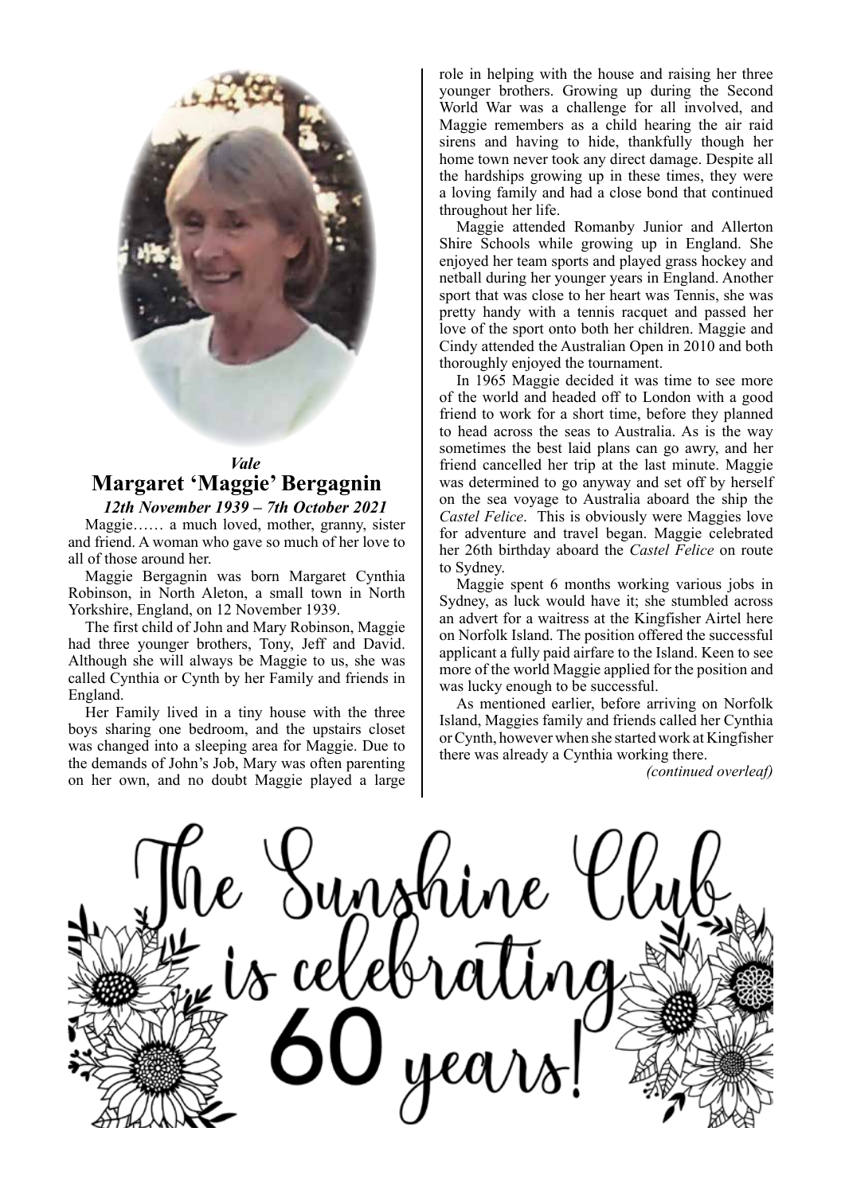*Vale*

# Margaret 'Maggie' Bergagnin

***12th November 1939 – 7th October 2021***

Maggie…… a much loved, mother, granny, sister and friend. A woman who gave so much of her love to all of those around her.

Maggie Bergagnin was born Margaret Cynthia Robinson, in North Aleton, a small town in North Yorkshire, England, on 12 November 1939.

The first child of John and Mary Robinson, Maggie had three younger brothers, Tony, Jeff and David. Although she will always be Maggie to us, she was called Cynthia or Cynth by her Family and friends in England.

Her Family lived in a tiny house with the three boys sharing one bedroom, and the upstairs closet was changed into a sleeping area for Maggie. Due to the demands of John's Job, Mary was often parenting on her own, and no doubt Maggie played a large role in helping with the house and raising her three younger brothers. Growing up during the Second World War was a challenge for all involved, and Maggie remembers as a child hearing the air raid sirens and having to hide, thankfully though her home town never took any direct damage. Despite all the hardships growing up in these times, they were a loving family and had a close bond that continued throughout her life.

Maggie attended Romanby Junior and Allerton Shire Schools while growing up in England. She enjoyed her team sports and played grass hockey and netball during her younger years in England. Another sport that was close to her heart was Tennis, she was pretty handy with a tennis racquet and passed her love of the sport onto both her children. Maggie and Cindy attended the Australian Open in 2010 and both thoroughly enjoyed the tournament.

In 1965 Maggie decided it was time to see more of the world and headed off to London with a good friend to work for a short time, before they planned to head across the seas to Australia. As is the way sometimes the best laid plans can go awry, and her friend cancelled her trip at the last minute. Maggie was determined to go anyway and set off by herself on the sea voyage to Australia aboard the ship the *Castel Felice*. This is obviously were Maggies love for adventure and travel began. Maggie celebrated her 26th birthday aboard the *Castel Felice* on route to Sydney.

Maggie spent 6 months working various jobs in Sydney, as luck would have it; she stumbled across an advert for a waitress at the Kingfisher Airtel here on Norfolk Island. The position offered the successful applicant a fully paid airfare to the Island. Keen to see more of the world Maggie applied for the position and was lucky enough to be successful.

As mentioned earlier, before arriving on Norfolk Island, Maggies family and friends called her Cynthia or Cynth, however when she started work at Kingfisher there was already a Cynthia working there.

*(continued overleaf)*

The Sunshine Club is celebrating 60 years!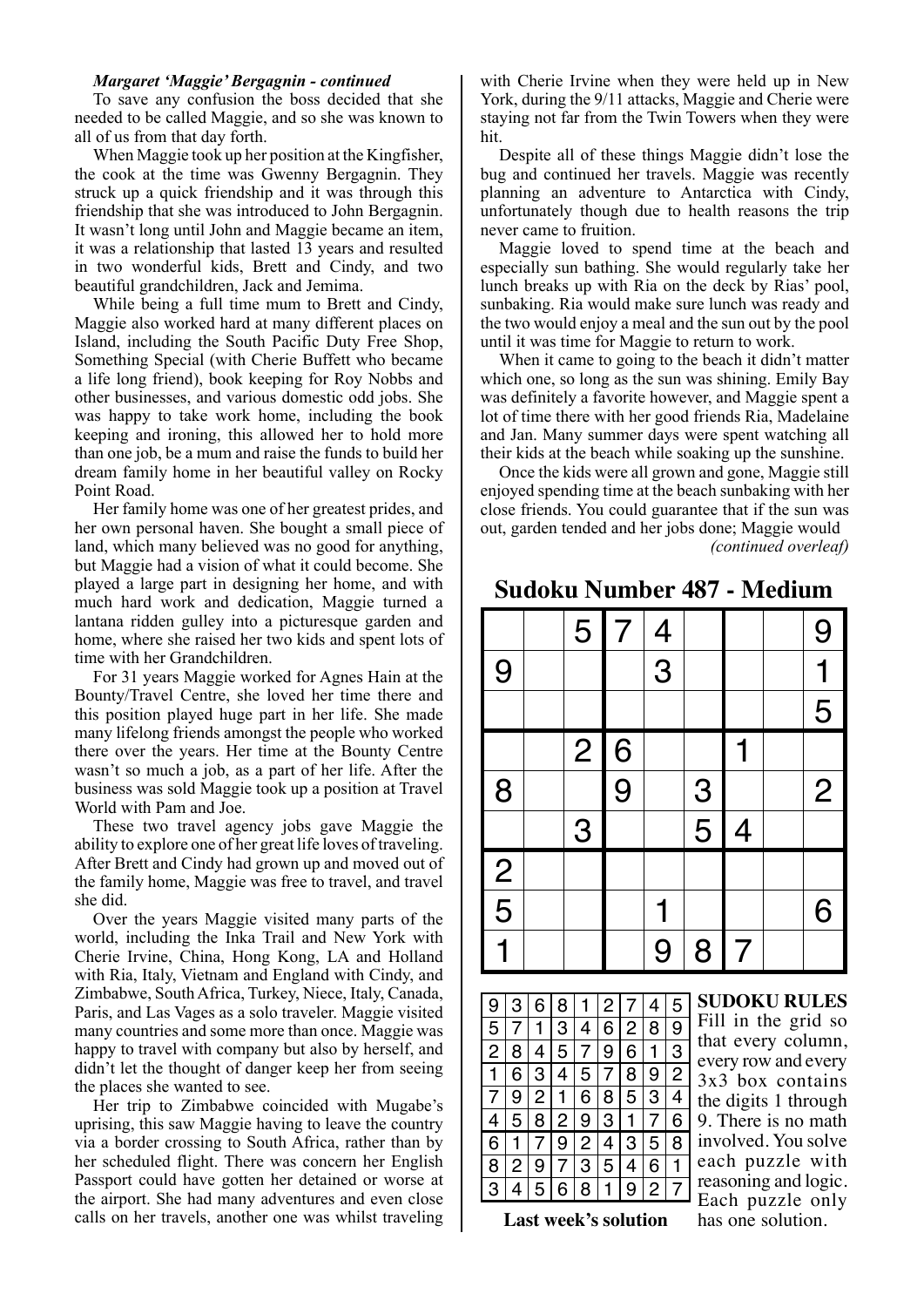***Margaret 'Maggie' Bergagnin - continued***

To save any confusion the boss decided that she needed to be called Maggie, and so she was known to all of us from that day forth.

When Maggie took up her position at the Kingfisher, the cook at the time was Gwenny Bergagnin. They struck up a quick friendship and it was through this friendship that she was introduced to John Bergagnin. It wasn't long until John and Maggie became an item, it was a relationship that lasted 13 years and resulted in two wonderful kids, Brett and Cindy, and two beautiful grandchildren, Jack and Jemima.

While being a full time mum to Brett and Cindy, Maggie also worked hard at many different places on Island, including the South Pacific Duty Free Shop, Something Special (with Cherie Buffett who became a life long friend), book keeping for Roy Nobbs and other businesses, and various domestic odd jobs. She was happy to take work home, including the book keeping and ironing, this allowed her to hold more than one job, be a mum and raise the funds to build her dream family home in her beautiful valley on Rocky Point Road.

Her family home was one of her greatest prides, and her own personal haven. She bought a small piece of land, which many believed was no good for anything, but Maggie had a vision of what it could become. She played a large part in designing her home, and with much hard work and dedication, Maggie turned a lantana ridden gulley into a picturesque garden and home, where she raised her two kids and spent lots of time with her Grandchildren.

For 31 years Maggie worked for Agnes Hain at the Bounty/Travel Centre, she loved her time there and this position played huge part in her life. She made many lifelong friends amongst the people who worked there over the years. Her time at the Bounty Centre wasn't so much a job, as a part of her life. After the business was sold Maggie took up a position at Travel World with Pam and Joe.

These two travel agency jobs gave Maggie the ability to explore one of her great life loves of traveling. After Brett and Cindy had grown up and moved out of the family home, Maggie was free to travel, and travel she did.

Over the years Maggie visited many parts of the world, including the Inka Trail and New York with Cherie Irvine, China, Hong Kong, LA and Holland with Ria, Italy, Vietnam and England with Cindy, and Zimbabwe, South Africa, Turkey, Niece, Italy, Canada, Paris, and Las Vages as a solo traveler. Maggie visited many countries and some more than once. Maggie was happy to travel with company but also by herself, and didn't let the thought of danger keep her from seeing the places she wanted to see.

Her trip to Zimbabwe coincided with Mugabe's uprising, this saw Maggie having to leave the country via a border crossing to South Africa, rather than by her scheduled flight. There was concern her English Passport could have gotten her detained or worse at the airport. She had many adventures and even close calls on her travels, another one was whilst traveling with Cherie Irvine when they were held up in New York, during the 9/11 attacks, Maggie and Cherie were staying not far from the Twin Towers when they were hit.

Despite all of these things Maggie didn't lose the bug and continued her travels. Maggie was recently planning an adventure to Antarctica with Cindy, unfortunately though due to health reasons the trip never came to fruition.

Maggie loved to spend time at the beach and especially sun bathing. She would regularly take her lunch breaks up with Ria on the deck by Rias' pool, sunbaking. Ria would make sure lunch was ready and the two would enjoy a meal and the sun out by the pool until it was time for Maggie to return to work.

When it came to going to the beach it didn't matter which one, so long as the sun was shining. Emily Bay was definitely a favorite however, and Maggie spent a lot of time there with her good friends Ria, Madelaine and Jan. Many summer days were spent watching all their kids at the beach while soaking up the sunshine.

Once the kids were all grown and gone, Maggie still enjoyed spending time at the beach sunbaking with her close friends. You could guarantee that if the sun was out, garden tended and her jobs done; Maggie would

*(continued overleaf)*

## Sudoku Number 487 - Medium

| | | | | | | | | |
|---|---|---|---|---|---|---|---|---|
| | | 5 | 7 | 4 | | | | 9 |
| 9 | | | | 3 | | | | 1 |
| | | | | | | | | 5 |
| | | 2 | 6 | | | 1 | | |
| 8 | | | 9 | | 3 | | | 2 |
| | | 3 | | | 5 | 4 | | |
| 2 | | | | | | | | |
| 5 | | | | 1 | | | | 6 |
| 1 | | | | 9 | 8 | 7 | | |

| | | | | | | | | |
|---|---|---|---|---|---|---|---|---|
| 9 | 3 | 6 | 8 | 1 | 2 | 7 | 4 | 5 |
| 5 | 7 | 1 | 3 | 4 | 6 | 2 | 8 | 9 |
| 2 | 8 | 4 | 5 | 7 | 9 | 6 | 1 | 3 |
| 1 | 6 | 3 | 4 | 5 | 7 | 8 | 9 | 2 |
| 7 | 9 | 2 | 1 | 6 | 8 | 5 | 3 | 4 |
| 4 | 5 | 8 | 2 | 9 | 3 | 1 | 7 | 6 |
| 6 | 1 | 7 | 9 | 2 | 4 | 3 | 5 | 8 |
| 8 | 2 | 9 | 7 | 3 | 5 | 4 | 6 | 1 |
| 3 | 4 | 5 | 6 | 8 | 1 | 9 | 2 | 7 |

**Last week's solution**

**SUDOKU RULES**
Fill in the grid so that every column, every row and every 3x3 box contains the digits 1 through 9. There is no math involved. You solve each puzzle with reasoning and logic. Each puzzle only has one solution.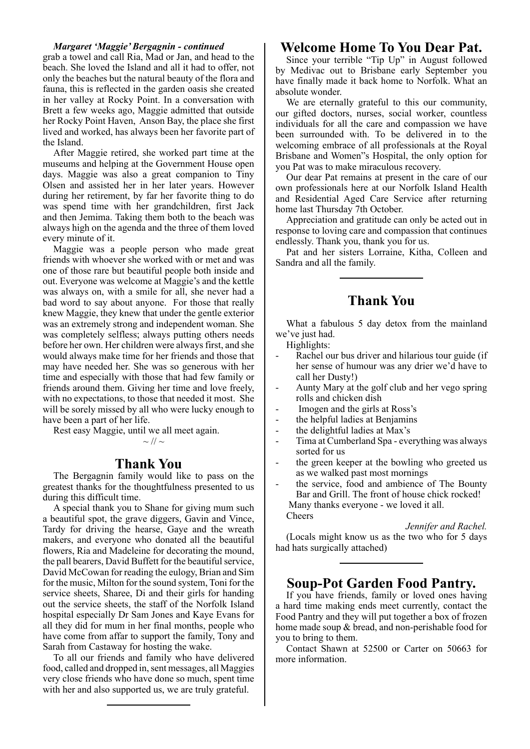*Margaret 'Maggie' Bergagnin - continued*

grab a towel and call Ria, Mad or Jan, and head to the beach. She loved the Island and all it had to offer, not only the beaches but the natural beauty of the flora and fauna, this is reflected in the garden oasis she created in her valley at Rocky Point. In a conversation with Brett a few weeks ago, Maggie admitted that outside her Rocky Point Haven, Anson Bay, the place she first lived and worked, has always been her favorite part of the Island.

After Maggie retired, she worked part time at the museums and helping at the Government House open days. Maggie was also a great companion to Tiny Olsen and assisted her in her later years. However during her retirement, by far her favorite thing to do was spend time with her grandchildren, first Jack and then Jemima. Taking them both to the beach was always high on the agenda and the three of them loved every minute of it.

Maggie was a people person who made great friends with whoever she worked with or met and was one of those rare but beautiful people both inside and out. Everyone was welcome at Maggie's and the kettle was always on, with a smile for all, she never had a bad word to say about anyone. For those that really knew Maggie, they knew that under the gentle exterior was an extremely strong and independent woman. She was completely selfless; always putting others needs before her own. Her children were always first, and she would always make time for her friends and those that may have needed her. She was so generous with her time and especially with those that had few family or friends around them. Giving her time and love freely, with no expectations, to those that needed it most. She will be sorely missed by all who were lucky enough to have been a part of her life.

Rest easy Maggie, until we all meet again.

~ // ~

## Thank You

The Bergagnin family would like to pass on the greatest thanks for the thoughtfulness presented to us during this difficult time.

A special thank you to Shane for giving mum such a beautiful spot, the grave diggers, Gavin and Vince, Tardy for driving the hearse, Gaye and the wreath makers, and everyone who donated all the beautiful flowers, Ria and Madeleine for decorating the mound, the pall bearers, David Buffett for the beautiful service, David McCowan for reading the eulogy, Brian and Sim for the music, Milton for the sound system, Toni for the service sheets, Sharee, Di and their girls for handing out the service sheets, the staff of the Norfolk Island hospital especially Dr Sam Jones and Kaye Evans for all they did for mum in her final months, people who have come from affar to support the family, Tony and Sarah from Castaway for hosting the wake.

To all our friends and family who have delivered food, called and dropped in, sent messages, all Maggies very close friends who have done so much, spent time with her and also supported us, we are truly grateful.

## Welcome Home To You Dear Pat.

Since your terrible "Tip Up" in August followed by Medivac out to Brisbane early September you have finally made it back home to Norfolk. What an absolute wonder.

We are eternally grateful to this our community, our gifted doctors, nurses, social worker, countless individuals for all the care and compassion we have been surrounded with. To be delivered in to the welcoming embrace of all professionals at the Royal Brisbane and Women"s Hospital, the only option for you Pat was to make miraculous recovery.

Our dear Pat remains at present in the care of our own professionals here at our Norfolk Island Health and Residential Aged Care Service after returning home last Thursday 7th October.

Appreciation and gratitude can only be acted out in response to loving care and compassion that continues endlessly. Thank you, thank you for us.

Pat and her sisters Lorraine, Kitha, Colleen and Sandra and all the family.

## Thank You

What a fabulous 5 day detox from the mainland we've just had.

Highlights:

- Rachel our bus driver and hilarious tour guide (if her sense of humour was any drier we'd have to call her Dusty!)
- Aunty Mary at the golf club and her vego spring rolls and chicken dish
- Imogen and the girls at Ross's
- the helpful ladies at Benjamins
- the delightful ladies at Max's
- Tima at Cumberland Spa - everything was always sorted for us
- the green keeper at the bowling who greeted us as we walked past most mornings
- the service, food and ambience of The Bounty Bar and Grill. The front of house chick rocked!

Many thanks everyone - we loved it all.

Cheers

*Jennifer and Rachel.*

(Locals might know us as the two who for 5 days had hats surgically attached)

## Soup-Pot Garden Food Pantry.

If you have friends, family or loved ones having a hard time making ends meet currently, contact the Food Pantry and they will put together a box of frozen home made soup & bread, and non-perishable food for you to bring to them.

Contact Shawn at 52500 or Carter on 50663 for more information.